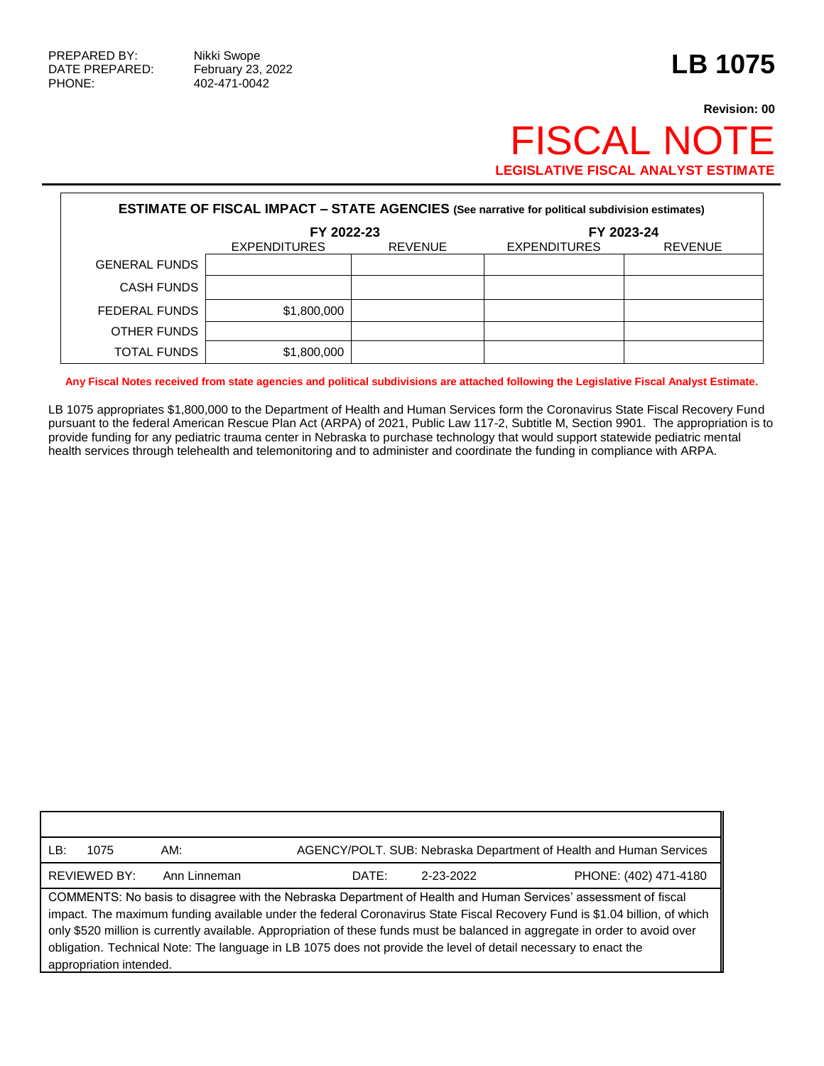PREPARED BY: Nikki Swope
DATE PREPARED: February 23, 2022
PHONE: 402-471-0042

# LB 1075

**Revision: 00**

# FISCAL NOTE

**LEGISLATIVE FISCAL ANALYST ESTIMATE**

**ESTIMATE OF FISCAL IMPACT – STATE AGENCIES (See narrative for political subdivision estimates)**

| | FY 2022-23 | | FY 2023-24 | |
|---|---|---|---|---|
| | EXPENDITURES | REVENUE | EXPENDITURES | REVENUE |
| GENERAL FUNDS | | | | |
| CASH FUNDS | | | | |
| FEDERAL FUNDS | $1,800,000 | | | |
| OTHER FUNDS | | | | |
| TOTAL FUNDS | $1,800,000 | | | |

**Any Fiscal Notes received from state agencies and political subdivisions are attached following the Legislative Fiscal Analyst Estimate.**

LB 1075 appropriates $1,800,000 to the Department of Health and Human Services form the Coronavirus State Fiscal Recovery Fund pursuant to the federal American Rescue Plan Act (ARPA) of 2021, Public Law 117-2, Subtitle M, Section 9901. The appropriation is to provide funding for any pediatric trauma center in Nebraska to purchase technology that would support statewide pediatric mental health services through telehealth and telemonitoring and to administer and coordinate the funding in compliance with ARPA.

| LB: 1075 | AM: | AGENCY/POLT. SUB: Nebraska Department of Health and Human Services |
|---|---|---|
| REVIEWED BY: Ann Linneman | DATE: 2-23-2022 | PHONE: (402) 471-4180 |

COMMENTS: No basis to disagree with the Nebraska Department of Health and Human Services' assessment of fiscal impact. The maximum funding available under the federal Coronavirus State Fiscal Recovery Fund is $1.04 billion, of which only $520 million is currently available. Appropriation of these funds must be balanced in aggregate in order to avoid over obligation. Technical Note: The language in LB 1075 does not provide the level of detail necessary to enact the appropriation intended.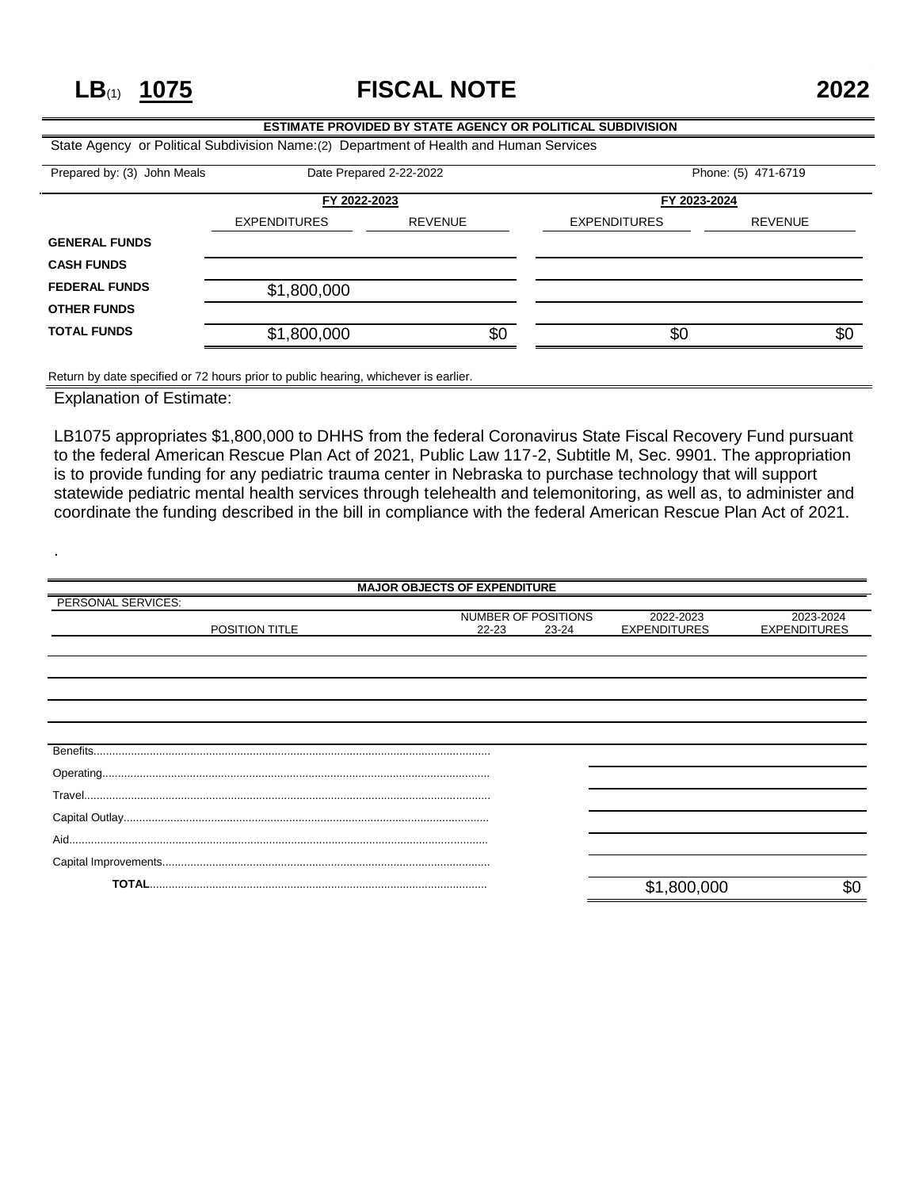# LB(1) 1075 FISCAL NOTE 2022

**ESTIMATE PROVIDED BY STATE AGENCY OR POLITICAL SUBDIVISION**

State Agency or Political Subdivision Name:(2) Department of Health and Human Services

Prepared by: (3) John Meals | Date Prepared 2-22-2022 | Phone: (5) 471-6719

| | FY 2022-2023 | | FY 2023-2024 | |
|---|---|---|---|---|
| | EXPENDITURES | REVENUE | EXPENDITURES | REVENUE |
| **GENERAL FUNDS** | | | | |
| **CASH FUNDS** | | | | |
| **FEDERAL FUNDS** | $1,800,000 | | | |
| **OTHER FUNDS** | | | | |
| **TOTAL FUNDS** | $1,800,000 | $0 | $0 | $0 |

Return by date specified or 72 hours prior to public hearing, whichever is earlier.

Explanation of Estimate:

LB1075 appropriates $1,800,000 to DHHS from the federal Coronavirus State Fiscal Recovery Fund pursuant to the federal American Rescue Plan Act of 2021, Public Law 117-2, Subtitle M, Sec. 9901. The appropriation is to provide funding for any pediatric trauma center in Nebraska to purchase technology that will support statewide pediatric mental health services through telehealth and telemonitoring, as well as, to administer and coordinate the funding described in the bill in compliance with the federal American Rescue Plan Act of 2021.

.

**MAJOR OBJECTS OF EXPENDITURE**

PERSONAL SERVICES:

| POSITION TITLE | NUMBER OF POSITIONS 22-23 | NUMBER OF POSITIONS 23-24 | 2022-2023 EXPENDITURES | 2023-2024 EXPENDITURES |
|---|---|---|---|---|
| | | | | |
| Benefits | | | | |
| Operating | | | | |
| Travel | | | | |
| Capital Outlay | | | | |
| Aid | | | | |
| Capital Improvements | | | | |
| **TOTAL** | | | $1,800,000 | $0 |